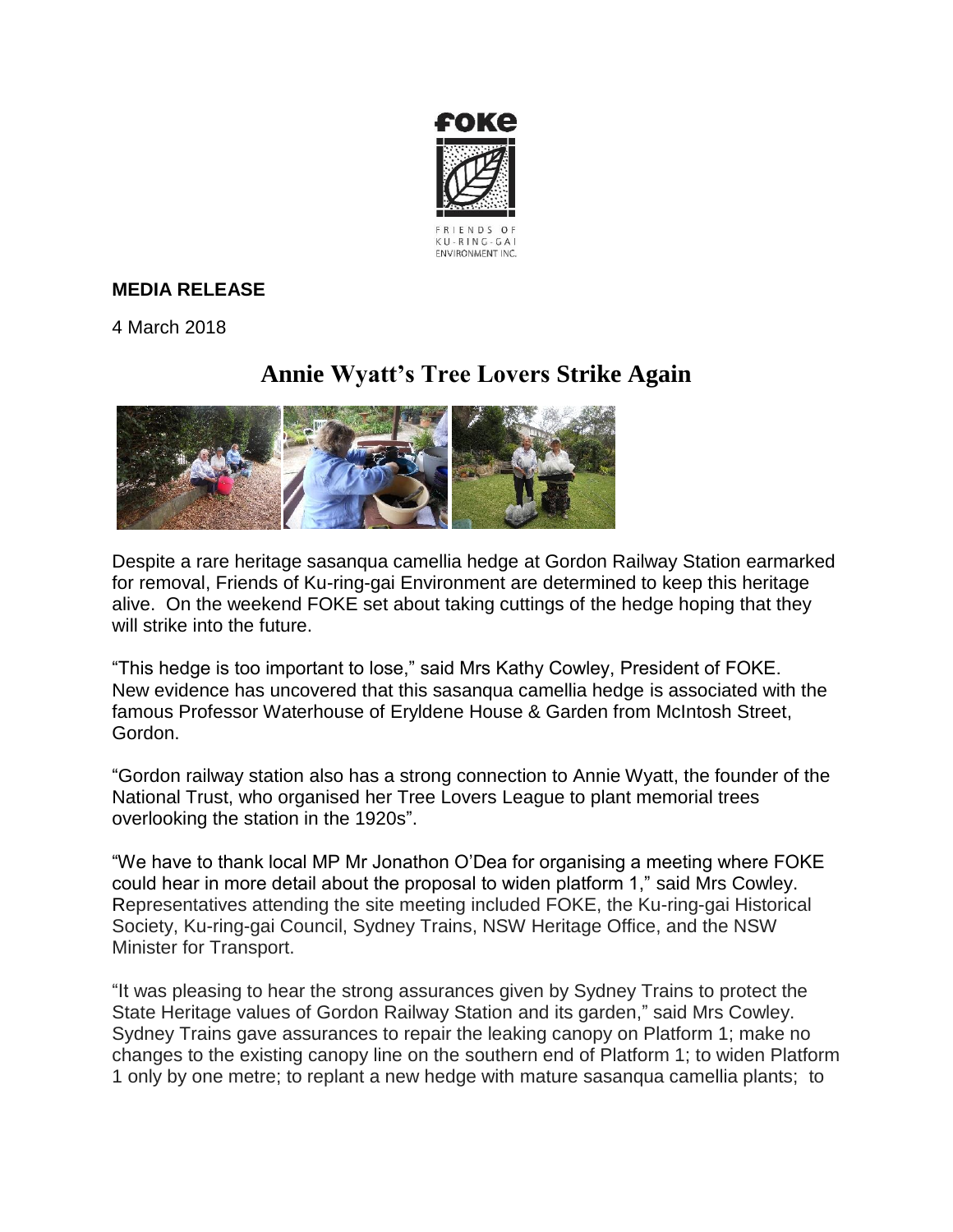FOKE

FRIENDS OF KU-RING-GAI ENVIRONMENT INC.

**MEDIA RELEASE**

4 March 2018

# Annie Wyatt's Tree Lovers Strike Again

Despite a rare heritage sasanqua camellia hedge at Gordon Railway Station earmarked for removal, Friends of Ku-ring-gai Environment are determined to keep this heritage alive. On the weekend FOKE set about taking cuttings of the hedge hoping that they will strike into the future.

"This hedge is too important to lose," said Mrs Kathy Cowley, President of FOKE. New evidence has uncovered that this sasanqua camellia hedge is associated with the famous Professor Waterhouse of Eryldene House & Garden from McIntosh Street, Gordon.

"Gordon railway station also has a strong connection to Annie Wyatt, the founder of the National Trust, who organised her Tree Lovers League to plant memorial trees overlooking the station in the 1920s".

"We have to thank local MP Mr Jonathon O'Dea for organising a meeting where FOKE could hear in more detail about the proposal to widen platform 1," said Mrs Cowley. Representatives attending the site meeting included FOKE, the Ku-ring-gai Historical Society, Ku-ring-gai Council, Sydney Trains, NSW Heritage Office, and the NSW Minister for Transport.

"It was pleasing to hear the strong assurances given by Sydney Trains to protect the State Heritage values of Gordon Railway Station and its garden," said Mrs Cowley. Sydney Trains gave assurances to repair the leaking canopy on Platform 1; make no changes to the existing canopy line on the southern end of Platform 1; to widen Platform 1 only by one metre; to replant a new hedge with mature sasanqua camellia plants; to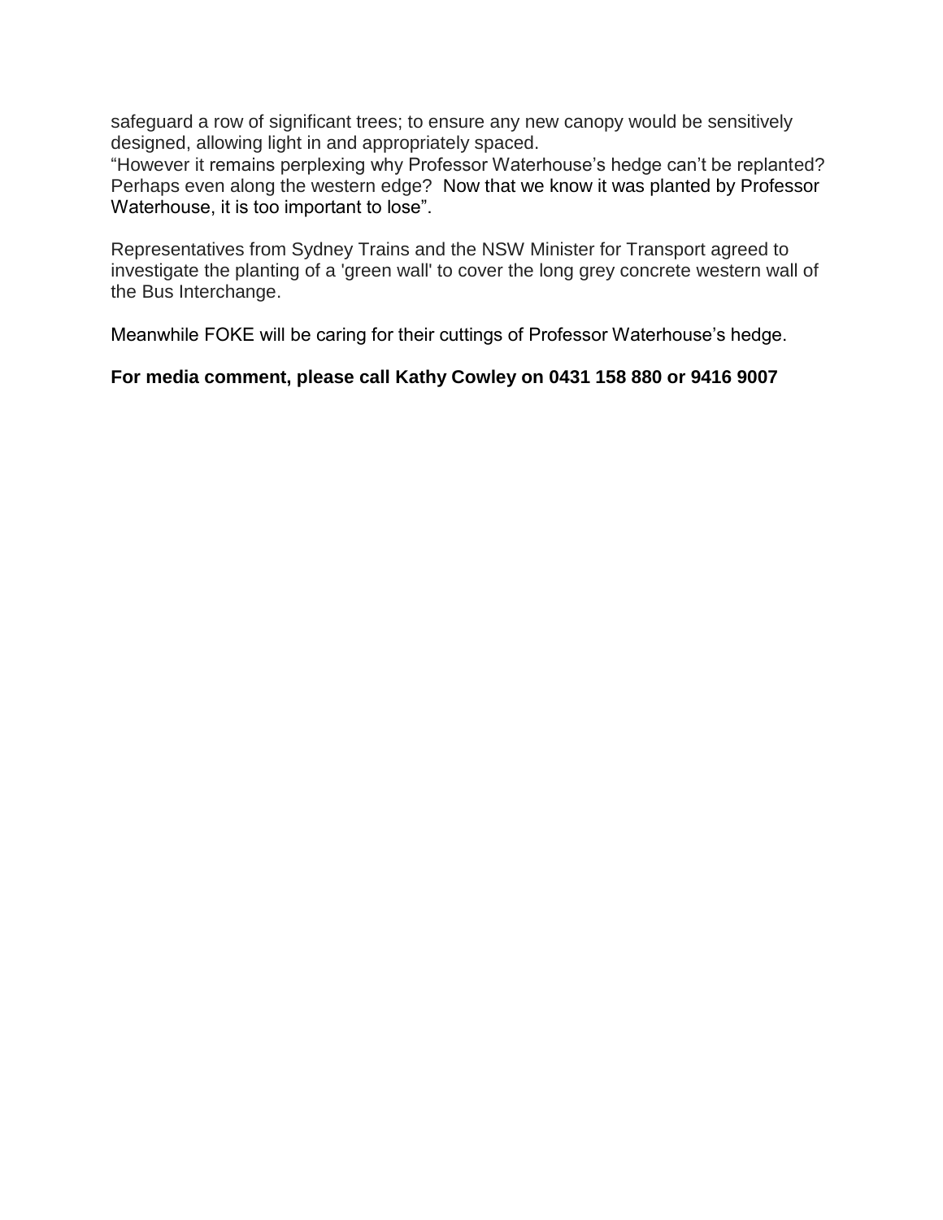safeguard a row of significant trees; to ensure any new canopy would be sensitively designed, allowing light in and appropriately spaced.
"However it remains perplexing why Professor Waterhouse's hedge can't be replanted? Perhaps even along the western edge? Now that we know it was planted by Professor Waterhouse, it is too important to lose".

Representatives from Sydney Trains and the NSW Minister for Transport agreed to investigate the planting of a 'green wall' to cover the long grey concrete western wall of the Bus Interchange.

Meanwhile FOKE will be caring for their cuttings of Professor Waterhouse's hedge.

**For media comment, please call Kathy Cowley on 0431 158 880 or 9416 9007**